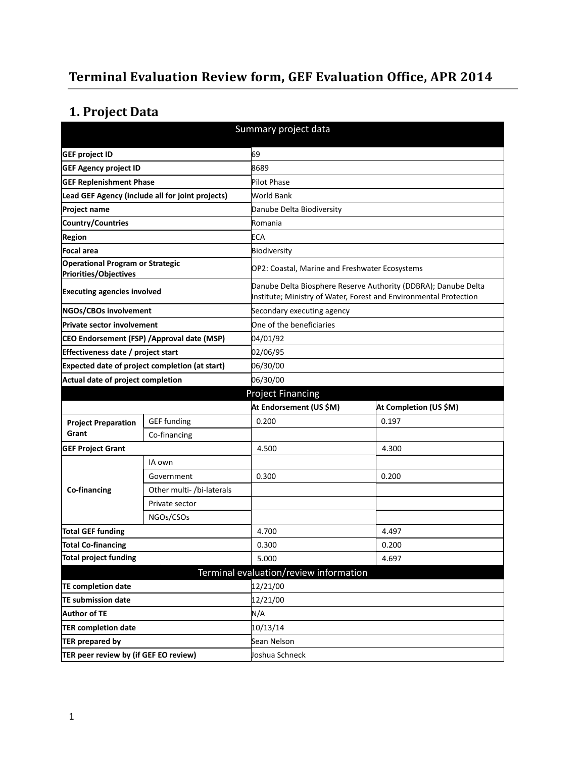# Terminal Evaluation Review form, GEF Evaluation Office, APR 2014

## 1. Project Data

| Summary project data | | | |
|---|---|---|---|
| **GEF project ID** | | 69 | |
| **GEF Agency project ID** | | 8689 | |
| **GEF Replenishment Phase** | | Pilot Phase | |
| **Lead GEF Agency (include all for joint projects)** | | World Bank | |
| **Project name** | | Danube Delta Biodiversity | |
| **Country/Countries** | | Romania | |
| **Region** | | ECA | |
| **Focal area** | | Biodiversity | |
| **Operational Program or Strategic Priorities/Objectives** | | OP2: Coastal, Marine and Freshwater Ecosystems | |
| **Executing agencies involved** | | Danube Delta Biosphere Reserve Authority (DDBRA); Danube Delta Institute; Ministry of Water, Forest and Environmental Protection | |
| **NGOs/CBOs involvement** | | Secondary executing agency | |
| **Private sector involvement** | | One of the beneficiaries | |
| **CEO Endorsement (FSP) /Approval date (MSP)** | | 04/01/92 | |
| **Effectiveness date / project start** | | 02/06/95 | |
| **Expected date of project completion (at start)** | | 06/30/00 | |
| **Actual date of project completion** | | 06/30/00 | |
| **Project Financing** | | | |
| | | **At Endorsement (US $M)** | **At Completion (US $M)** |
| **Project Preparation Grant** | GEF funding | 0.200 | 0.197 |
| | Co-financing | | |
| **GEF Project Grant** | | 4.500 | 4.300 |
| **Co-financing** | IA own | | |
| | Government | 0.300 | 0.200 |
| | Other multi- /bi-laterals | | |
| | Private sector | | |
| | NGOs/CSOs | | |
| **Total GEF funding** | | 4.700 | 4.497 |
| **Total Co-financing** | | 0.300 | 0.200 |
| **Total project funding** | | 5.000 | 4.697 |
| **Terminal evaluation/review information** | | | |
| **TE completion date** | | 12/21/00 | |
| **TE submission date** | | 12/21/00 | |
| **Author of TE** | | N/A | |
| **TER completion date** | | 10/13/14 | |
| **TER prepared by** | | Sean Nelson | |
| **TER peer review by (if GEF EO review)** | | Joshua Schneck | |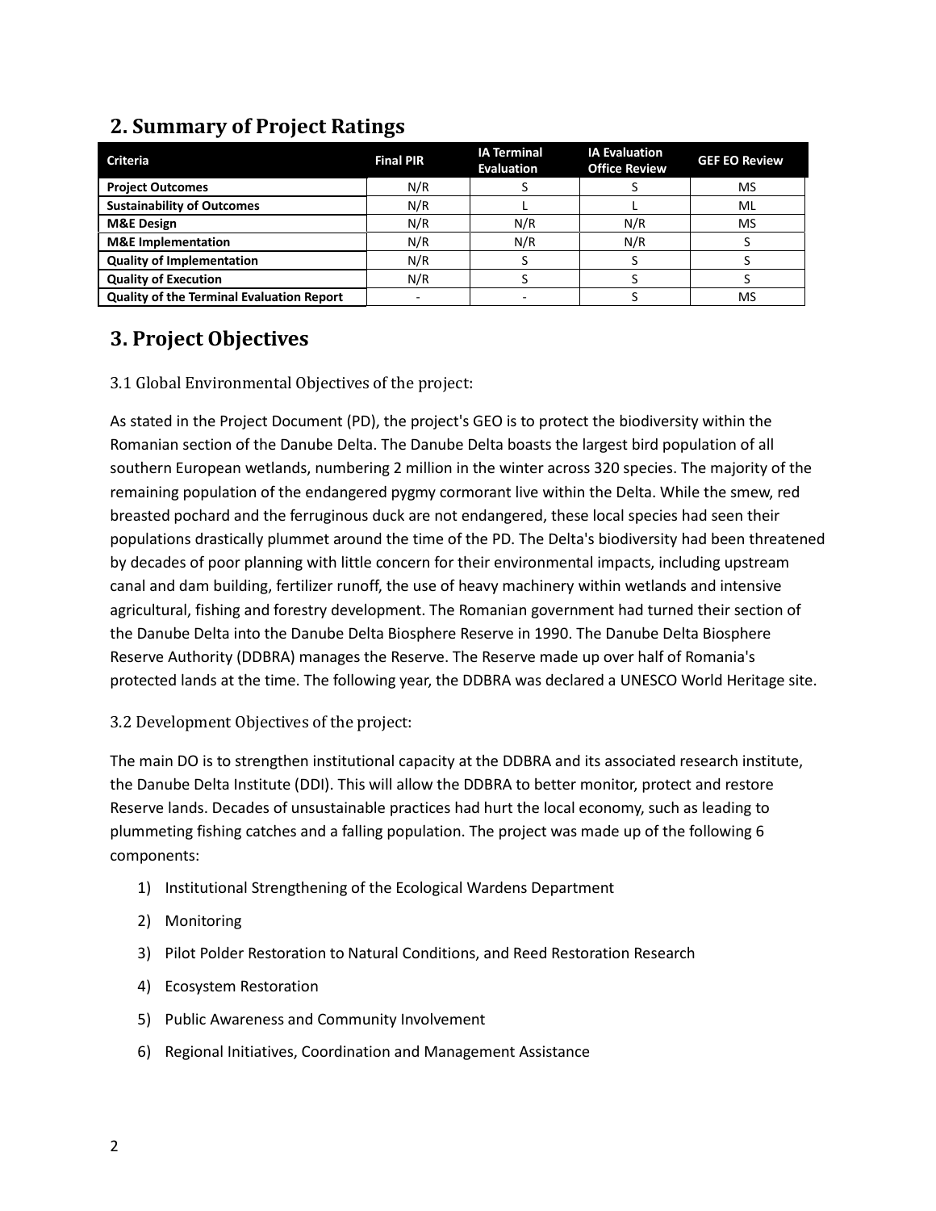## 2. Summary of Project Ratings

| Criteria | Final PIR | IA Terminal Evaluation | IA Evaluation Office Review | GEF EO Review |
|---|---|---|---|---|
| **Project Outcomes** | N/R | S | S | MS |
| **Sustainability of Outcomes** | N/R | L | L | ML |
| **M&E Design** | N/R | N/R | N/R | MS |
| **M&E Implementation** | N/R | N/R | N/R | S |
| **Quality of Implementation** | N/R | S | S | S |
| **Quality of Execution** | N/R | S | S | S |
| **Quality of the Terminal Evaluation Report** | - | - | S | MS |

## 3. Project Objectives

### 3.1 Global Environmental Objectives of the project:

As stated in the Project Document (PD), the project's GEO is to protect the biodiversity within the Romanian section of the Danube Delta. The Danube Delta boasts the largest bird population of all southern European wetlands, numbering 2 million in the winter across 320 species. The majority of the remaining population of the endangered pygmy cormorant live within the Delta. While the smew, red breasted pochard and the ferruginous duck are not endangered, these local species had seen their populations drastically plummet around the time of the PD. The Delta's biodiversity had been threatened by decades of poor planning with little concern for their environmental impacts, including upstream canal and dam building, fertilizer runoff, the use of heavy machinery within wetlands and intensive agricultural, fishing and forestry development. The Romanian government had turned their section of the Danube Delta into the Danube Delta Biosphere Reserve in 1990. The Danube Delta Biosphere Reserve Authority (DDBRA) manages the Reserve. The Reserve made up over half of Romania's protected lands at the time. The following year, the DDBRA was declared a UNESCO World Heritage site.

### 3.2 Development Objectives of the project:

The main DO is to strengthen institutional capacity at the DDBRA and its associated research institute, the Danube Delta Institute (DDI). This will allow the DDBRA to better monitor, protect and restore Reserve lands. Decades of unsustainable practices had hurt the local economy, such as leading to plummeting fishing catches and a falling population. The project was made up of the following 6 components:

1) Institutional Strengthening of the Ecological Wardens Department
2) Monitoring
3) Pilot Polder Restoration to Natural Conditions, and Reed Restoration Research
4) Ecosystem Restoration
5) Public Awareness and Community Involvement
6) Regional Initiatives, Coordination and Management Assistance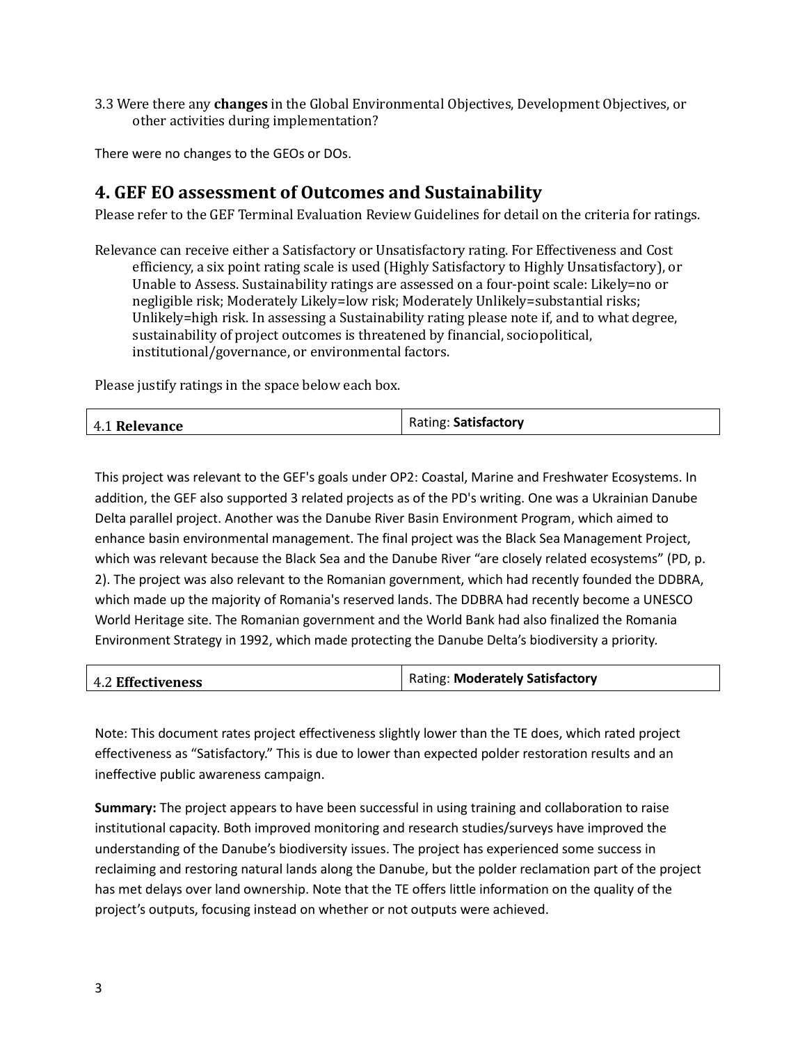3.3 Were there any **changes** in the Global Environmental Objectives, Development Objectives, or other activities during implementation?

There were no changes to the GEOs or DOs.

## 4. GEF EO assessment of Outcomes and Sustainability

Please refer to the GEF Terminal Evaluation Review Guidelines for detail on the criteria for ratings.

Relevance can receive either a Satisfactory or Unsatisfactory rating. For Effectiveness and Cost efficiency, a six point rating scale is used (Highly Satisfactory to Highly Unsatisfactory), or Unable to Assess. Sustainability ratings are assessed on a four-point scale: Likely=no or negligible risk; Moderately Likely=low risk; Moderately Unlikely=substantial risks; Unlikely=high risk. In assessing a Sustainability rating please note if, and to what degree, sustainability of project outcomes is threatened by financial, sociopolitical, institutional/governance, or environmental factors.

Please justify ratings in the space below each box.

| 4.1 **Relevance** | Rating: **Satisfactory** |
|---|---|

This project was relevant to the GEF's goals under OP2: Coastal, Marine and Freshwater Ecosystems. In addition, the GEF also supported 3 related projects as of the PD's writing. One was a Ukrainian Danube Delta parallel project. Another was the Danube River Basin Environment Program, which aimed to enhance basin environmental management. The final project was the Black Sea Management Project, which was relevant because the Black Sea and the Danube River "are closely related ecosystems" (PD, p. 2). The project was also relevant to the Romanian government, which had recently founded the DDBRA, which made up the majority of Romania's reserved lands. The DDBRA had recently become a UNESCO World Heritage site. The Romanian government and the World Bank had also finalized the Romania Environment Strategy in 1992, which made protecting the Danube Delta's biodiversity a priority.

| 4.2 **Effectiveness** | Rating: **Moderately Satisfactory** |
|---|---|

Note: This document rates project effectiveness slightly lower than the TE does, which rated project effectiveness as "Satisfactory." This is due to lower than expected polder restoration results and an ineffective public awareness campaign.

**Summary:** The project appears to have been successful in using training and collaboration to raise institutional capacity. Both improved monitoring and research studies/surveys have improved the understanding of the Danube's biodiversity issues. The project has experienced some success in reclaiming and restoring natural lands along the Danube, but the polder reclamation part of the project has met delays over land ownership. Note that the TE offers little information on the quality of the project's outputs, focusing instead on whether or not outputs were achieved.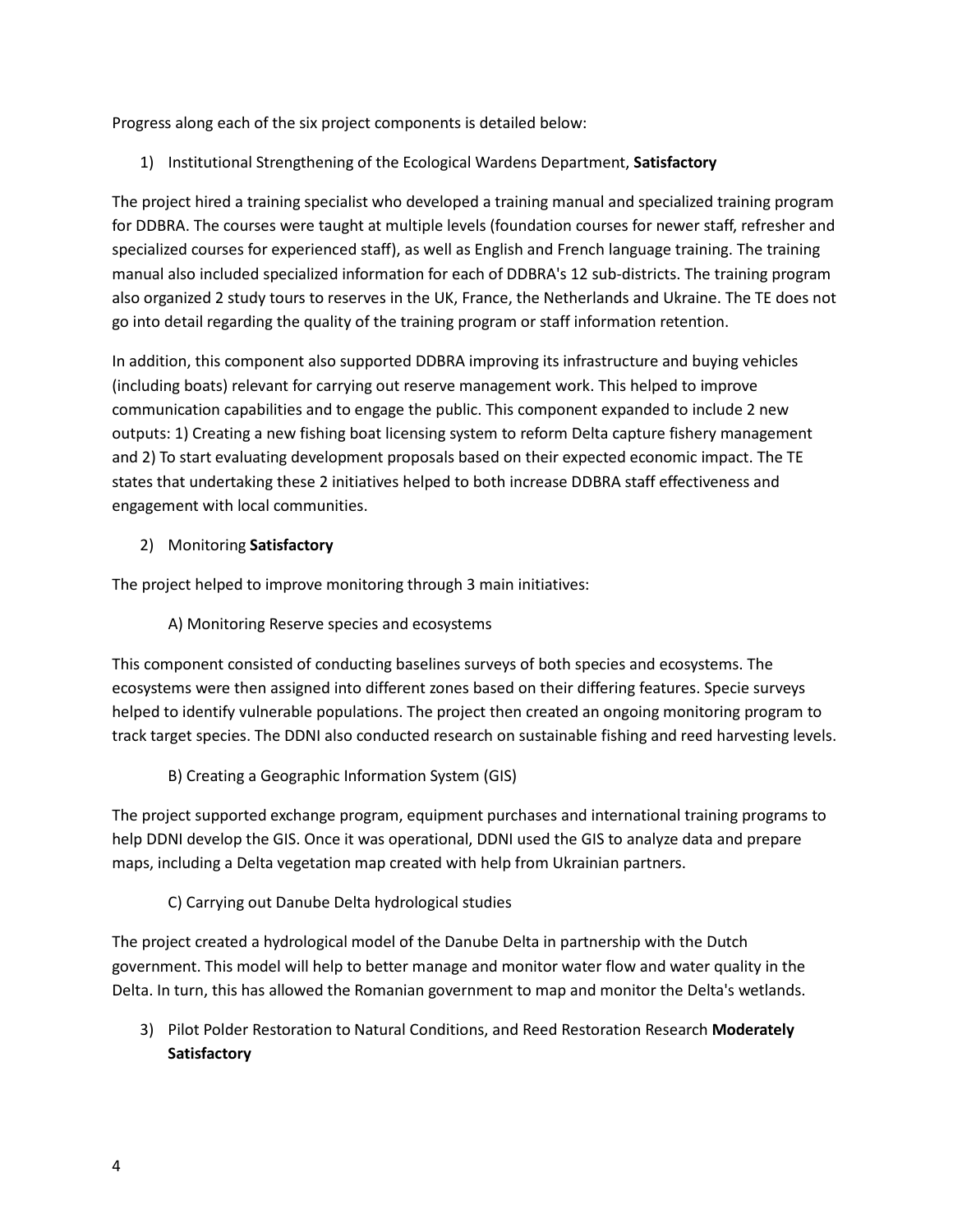Progress along each of the six project components is detailed below:

1) Institutional Strengthening of the Ecological Wardens Department, **Satisfactory**

The project hired a training specialist who developed a training manual and specialized training program for DDBRA. The courses were taught at multiple levels (foundation courses for newer staff, refresher and specialized courses for experienced staff), as well as English and French language training. The training manual also included specialized information for each of DDBRA's 12 sub-districts. The training program also organized 2 study tours to reserves in the UK, France, the Netherlands and Ukraine. The TE does not go into detail regarding the quality of the training program or staff information retention.

In addition, this component also supported DDBRA improving its infrastructure and buying vehicles (including boats) relevant for carrying out reserve management work. This helped to improve communication capabilities and to engage the public. This component expanded to include 2 new outputs: 1) Creating a new fishing boat licensing system to reform Delta capture fishery management and 2) To start evaluating development proposals based on their expected economic impact. The TE states that undertaking these 2 initiatives helped to both increase DDBRA staff effectiveness and engagement with local communities.

2) Monitoring **Satisfactory**

The project helped to improve monitoring through 3 main initiatives:

A) Monitoring Reserve species and ecosystems

This component consisted of conducting baselines surveys of both species and ecosystems. The ecosystems were then assigned into different zones based on their differing features. Specie surveys helped to identify vulnerable populations. The project then created an ongoing monitoring program to track target species. The DDNI also conducted research on sustainable fishing and reed harvesting levels.

B) Creating a Geographic Information System (GIS)

The project supported exchange program, equipment purchases and international training programs to help DDNI develop the GIS. Once it was operational, DDNI used the GIS to analyze data and prepare maps, including a Delta vegetation map created with help from Ukrainian partners.

C) Carrying out Danube Delta hydrological studies

The project created a hydrological model of the Danube Delta in partnership with the Dutch government. This model will help to better manage and monitor water flow and water quality in the Delta. In turn, this has allowed the Romanian government to map and monitor the Delta's wetlands.

3) Pilot Polder Restoration to Natural Conditions, and Reed Restoration Research **Moderately Satisfactory**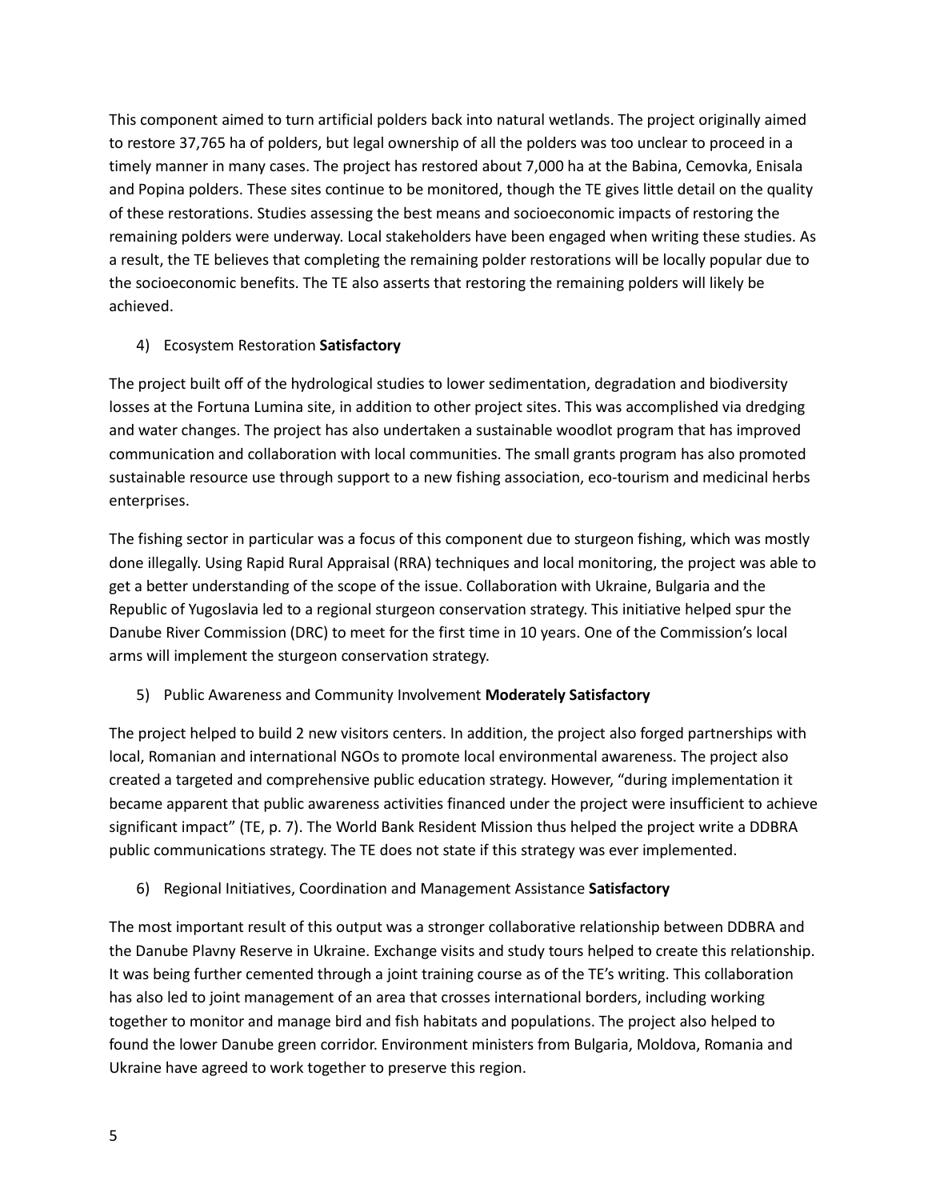This component aimed to turn artificial polders back into natural wetlands. The project originally aimed to restore 37,765 ha of polders, but legal ownership of all the polders was too unclear to proceed in a timely manner in many cases. The project has restored about 7,000 ha at the Babina, Cemovka, Enisala and Popina polders. These sites continue to be monitored, though the TE gives little detail on the quality of these restorations. Studies assessing the best means and socioeconomic impacts of restoring the remaining polders were underway. Local stakeholders have been engaged when writing these studies. As a result, the TE believes that completing the remaining polder restorations will be locally popular due to the socioeconomic benefits. The TE also asserts that restoring the remaining polders will likely be achieved.

4) Ecosystem Restoration **Satisfactory**

The project built off of the hydrological studies to lower sedimentation, degradation and biodiversity losses at the Fortuna Lumina site, in addition to other project sites. This was accomplished via dredging and water changes. The project has also undertaken a sustainable woodlot program that has improved communication and collaboration with local communities. The small grants program has also promoted sustainable resource use through support to a new fishing association, eco-tourism and medicinal herbs enterprises.

The fishing sector in particular was a focus of this component due to sturgeon fishing, which was mostly done illegally. Using Rapid Rural Appraisal (RRA) techniques and local monitoring, the project was able to get a better understanding of the scope of the issue. Collaboration with Ukraine, Bulgaria and the Republic of Yugoslavia led to a regional sturgeon conservation strategy. This initiative helped spur the Danube River Commission (DRC) to meet for the first time in 10 years. One of the Commission's local arms will implement the sturgeon conservation strategy.

5) Public Awareness and Community Involvement **Moderately Satisfactory**

The project helped to build 2 new visitors centers. In addition, the project also forged partnerships with local, Romanian and international NGOs to promote local environmental awareness. The project also created a targeted and comprehensive public education strategy. However, "during implementation it became apparent that public awareness activities financed under the project were insufficient to achieve significant impact" (TE, p. 7). The World Bank Resident Mission thus helped the project write a DDBRA public communications strategy. The TE does not state if this strategy was ever implemented.

6) Regional Initiatives, Coordination and Management Assistance **Satisfactory**

The most important result of this output was a stronger collaborative relationship between DDBRA and the Danube Plavny Reserve in Ukraine. Exchange visits and study tours helped to create this relationship. It was being further cemented through a joint training course as of the TE's writing. This collaboration has also led to joint management of an area that crosses international borders, including working together to monitor and manage bird and fish habitats and populations. The project also helped to found the lower Danube green corridor. Environment ministers from Bulgaria, Moldova, Romania and Ukraine have agreed to work together to preserve this region.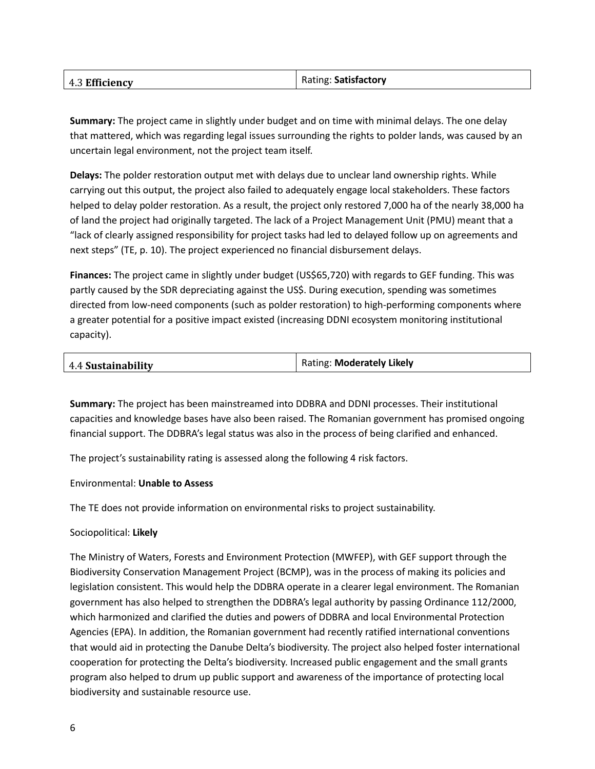| 4.3 **Efficiency** | Rating: **Satisfactory** |
|---|---|

**Summary:** The project came in slightly under budget and on time with minimal delays. The one delay that mattered, which was regarding legal issues surrounding the rights to polder lands, was caused by an uncertain legal environment, not the project team itself.

**Delays:** The polder restoration output met with delays due to unclear land ownership rights. While carrying out this output, the project also failed to adequately engage local stakeholders. These factors helped to delay polder restoration. As a result, the project only restored 7,000 ha of the nearly 38,000 ha of land the project had originally targeted. The lack of a Project Management Unit (PMU) meant that a "lack of clearly assigned responsibility for project tasks had led to delayed follow up on agreements and next steps" (TE, p. 10). The project experienced no financial disbursement delays.

**Finances:** The project came in slightly under budget (US$65,720) with regards to GEF funding. This was partly caused by the SDR depreciating against the US$. During execution, spending was sometimes directed from low-need components (such as polder restoration) to high-performing components where a greater potential for a positive impact existed (increasing DDNI ecosystem monitoring institutional capacity).

| 4.4 **Sustainability** | Rating: **Moderately Likely** |
|---|---|

**Summary:** The project has been mainstreamed into DDBRA and DDNI processes. Their institutional capacities and knowledge bases have also been raised. The Romanian government has promised ongoing financial support. The DDBRA's legal status was also in the process of being clarified and enhanced.

The project's sustainability rating is assessed along the following 4 risk factors.

Environmental: **Unable to Assess**

The TE does not provide information on environmental risks to project sustainability.

Sociopolitical: **Likely**

The Ministry of Waters, Forests and Environment Protection (MWFEP), with GEF support through the Biodiversity Conservation Management Project (BCMP), was in the process of making its policies and legislation consistent. This would help the DDBRA operate in a clearer legal environment. The Romanian government has also helped to strengthen the DDBRA's legal authority by passing Ordinance 112/2000, which harmonized and clarified the duties and powers of DDBRA and local Environmental Protection Agencies (EPA). In addition, the Romanian government had recently ratified international conventions that would aid in protecting the Danube Delta's biodiversity. The project also helped foster international cooperation for protecting the Delta's biodiversity. Increased public engagement and the small grants program also helped to drum up public support and awareness of the importance of protecting local biodiversity and sustainable resource use.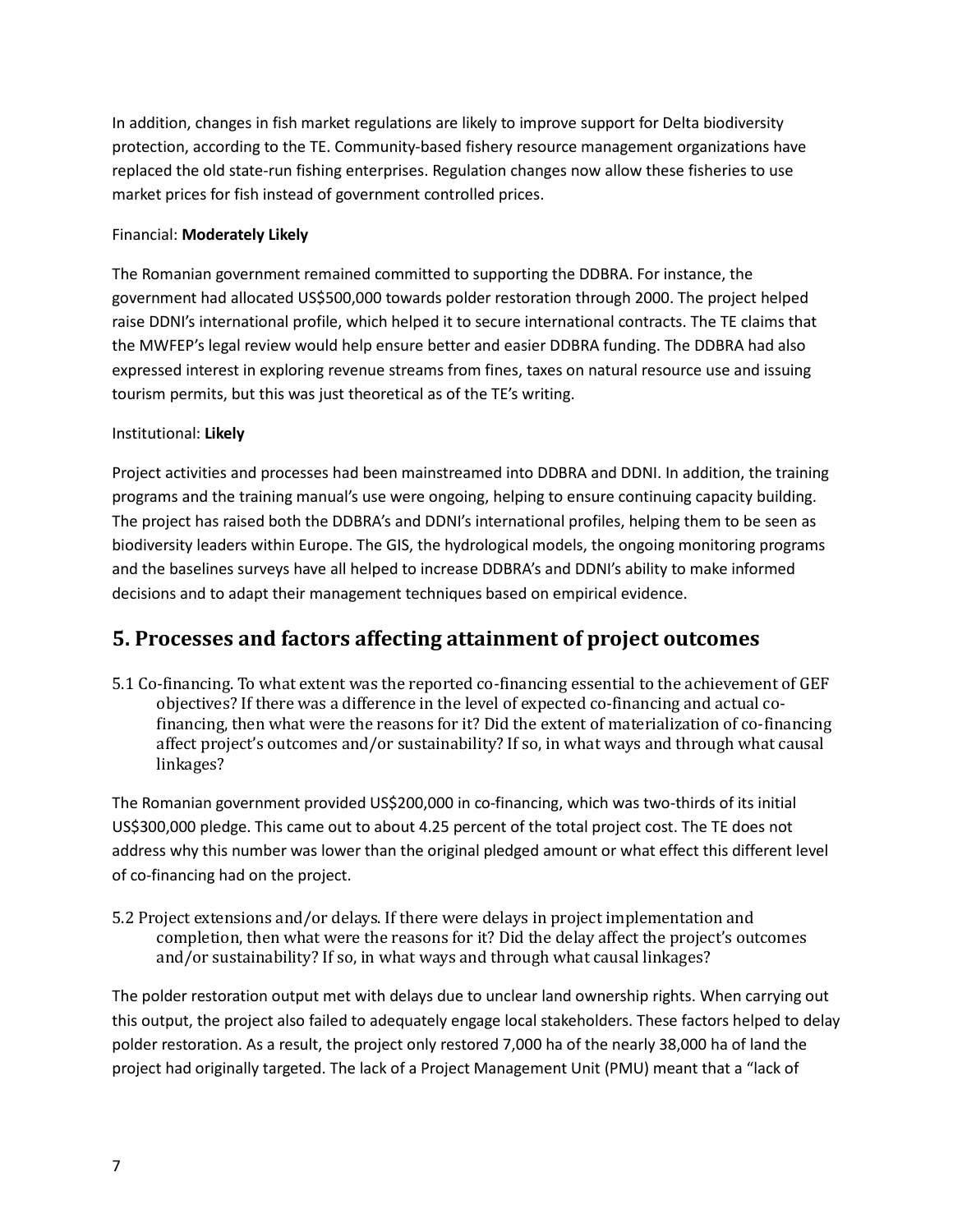In addition, changes in fish market regulations are likely to improve support for Delta biodiversity protection, according to the TE. Community-based fishery resource management organizations have replaced the old state-run fishing enterprises. Regulation changes now allow these fisheries to use market prices for fish instead of government controlled prices.

Financial: **Moderately Likely**

The Romanian government remained committed to supporting the DDBRA. For instance, the government had allocated US$500,000 towards polder restoration through 2000. The project helped raise DDNI's international profile, which helped it to secure international contracts. The TE claims that the MWFEP's legal review would help ensure better and easier DDBRA funding. The DDBRA had also expressed interest in exploring revenue streams from fines, taxes on natural resource use and issuing tourism permits, but this was just theoretical as of the TE's writing.

Institutional: **Likely**

Project activities and processes had been mainstreamed into DDBRA and DDNI. In addition, the training programs and the training manual's use were ongoing, helping to ensure continuing capacity building. The project has raised both the DDBRA's and DDNI's international profiles, helping them to be seen as biodiversity leaders within Europe. The GIS, the hydrological models, the ongoing monitoring programs and the baselines surveys have all helped to increase DDBRA's and DDNI's ability to make informed decisions and to adapt their management techniques based on empirical evidence.

## 5. Processes and factors affecting attainment of project outcomes

5.1 Co-financing. To what extent was the reported co-financing essential to the achievement of GEF objectives? If there was a difference in the level of expected co-financing and actual co-financing, then what were the reasons for it? Did the extent of materialization of co-financing affect project's outcomes and/or sustainability? If so, in what ways and through what causal linkages?

The Romanian government provided US$200,000 in co-financing, which was two-thirds of its initial US$300,000 pledge. This came out to about 4.25 percent of the total project cost. The TE does not address why this number was lower than the original pledged amount or what effect this different level of co-financing had on the project.

5.2 Project extensions and/or delays. If there were delays in project implementation and completion, then what were the reasons for it? Did the delay affect the project's outcomes and/or sustainability? If so, in what ways and through what causal linkages?

The polder restoration output met with delays due to unclear land ownership rights. When carrying out this output, the project also failed to adequately engage local stakeholders. These factors helped to delay polder restoration. As a result, the project only restored 7,000 ha of the nearly 38,000 ha of land the project had originally targeted. The lack of a Project Management Unit (PMU) meant that a "lack of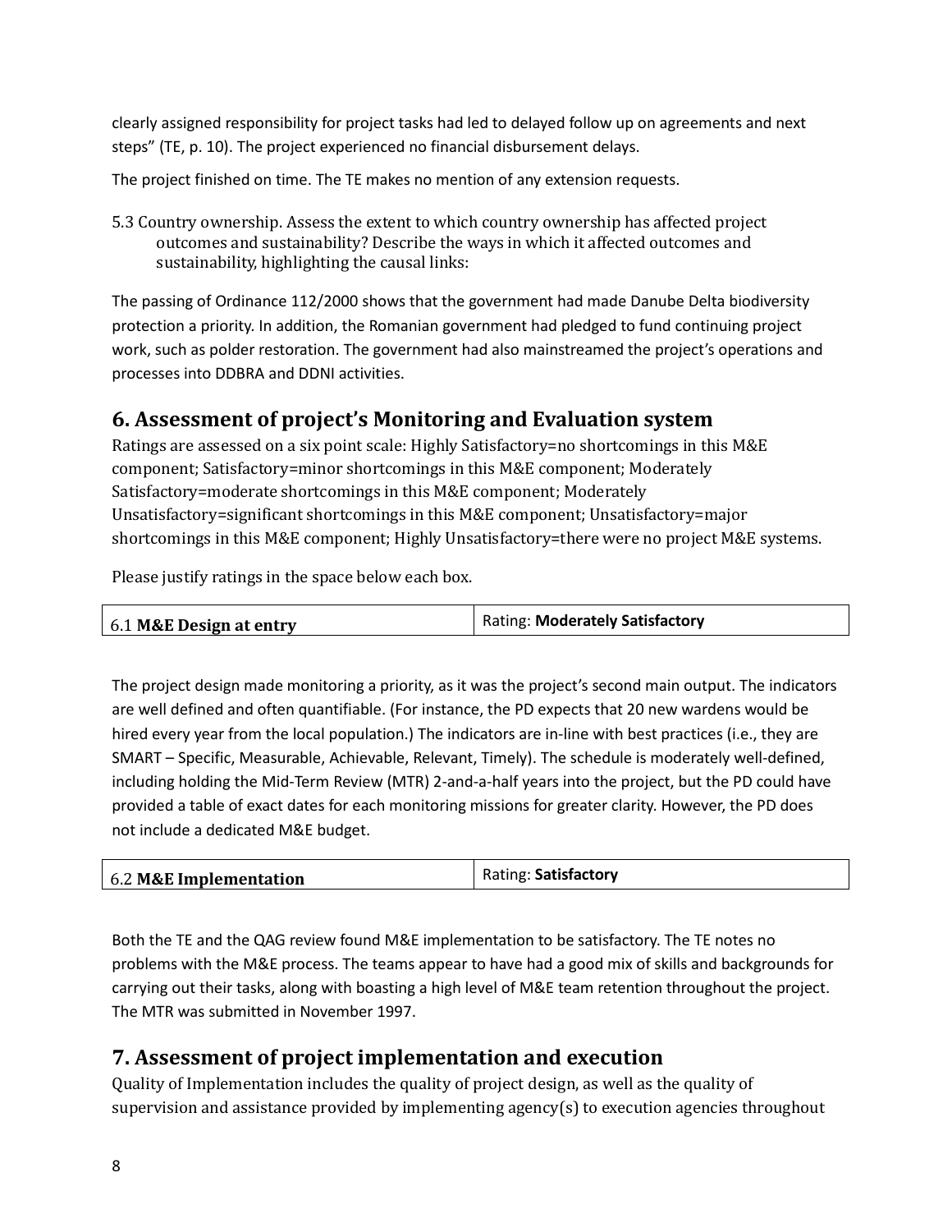clearly assigned responsibility for project tasks had led to delayed follow up on agreements and next steps" (TE, p. 10). The project experienced no financial disbursement delays.

The project finished on time. The TE makes no mention of any extension requests.

5.3 Country ownership. Assess the extent to which country ownership has affected project outcomes and sustainability? Describe the ways in which it affected outcomes and sustainability, highlighting the causal links:

The passing of Ordinance 112/2000 shows that the government had made Danube Delta biodiversity protection a priority. In addition, the Romanian government had pledged to fund continuing project work, such as polder restoration. The government had also mainstreamed the project's operations and processes into DDBRA and DDNI activities.

## 6. Assessment of project's Monitoring and Evaluation system

Ratings are assessed on a six point scale: Highly Satisfactory=no shortcomings in this M&E component; Satisfactory=minor shortcomings in this M&E component; Moderately Satisfactory=moderate shortcomings in this M&E component; Moderately Unsatisfactory=significant shortcomings in this M&E component; Unsatisfactory=major shortcomings in this M&E component; Highly Unsatisfactory=there were no project M&E systems.

Please justify ratings in the space below each box.

| 6.1 **M&E Design at entry** | Rating: **Moderately Satisfactory** |
|---|---|

The project design made monitoring a priority, as it was the project's second main output. The indicators are well defined and often quantifiable. (For instance, the PD expects that 20 new wardens would be hired every year from the local population.) The indicators are in-line with best practices (i.e., they are SMART – Specific, Measurable, Achievable, Relevant, Timely). The schedule is moderately well-defined, including holding the Mid-Term Review (MTR) 2-and-a-half years into the project, but the PD could have provided a table of exact dates for each monitoring missions for greater clarity. However, the PD does not include a dedicated M&E budget.

| 6.2 **M&E Implementation** | Rating: **Satisfactory** |
|---|---|

Both the TE and the QAG review found M&E implementation to be satisfactory. The TE notes no problems with the M&E process. The teams appear to have had a good mix of skills and backgrounds for carrying out their tasks, along with boasting a high level of M&E team retention throughout the project. The MTR was submitted in November 1997.

## 7. Assessment of project implementation and execution

Quality of Implementation includes the quality of project design, as well as the quality of supervision and assistance provided by implementing agency(s) to execution agencies throughout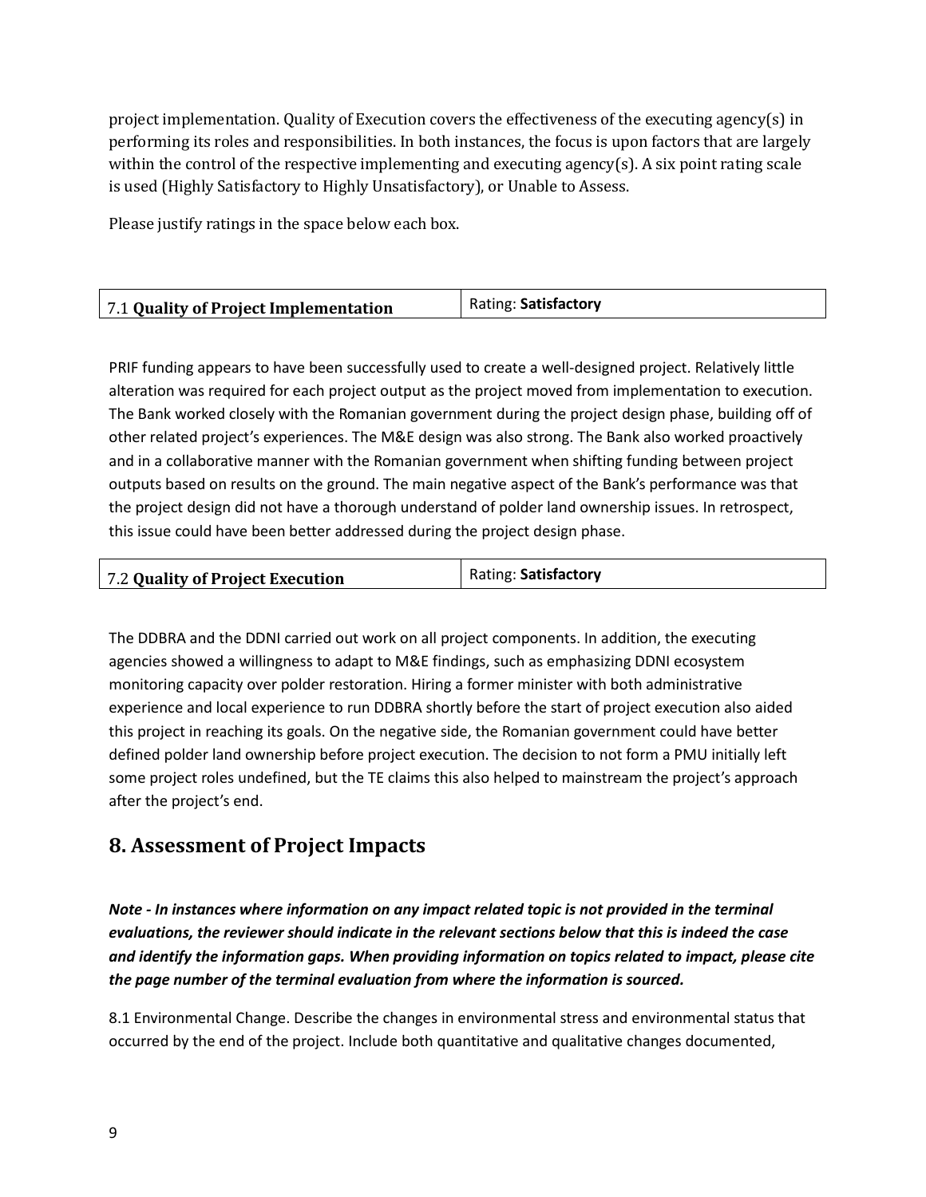project implementation. Quality of Execution covers the effectiveness of the executing agency(s) in performing its roles and responsibilities. In both instances, the focus is upon factors that are largely within the control of the respective implementing and executing agency(s). A six point rating scale is used (Highly Satisfactory to Highly Unsatisfactory), or Unable to Assess.

Please justify ratings in the space below each box.

| 7.1 **Quality of Project Implementation** | Rating: **Satisfactory** |
|---|---|

PRIF funding appears to have been successfully used to create a well-designed project. Relatively little alteration was required for each project output as the project moved from implementation to execution. The Bank worked closely with the Romanian government during the project design phase, building off of other related project's experiences. The M&E design was also strong. The Bank also worked proactively and in a collaborative manner with the Romanian government when shifting funding between project outputs based on results on the ground. The main negative aspect of the Bank's performance was that the project design did not have a thorough understand of polder land ownership issues. In retrospect, this issue could have been better addressed during the project design phase.

| 7.2 **Quality of Project Execution** | Rating: **Satisfactory** |
|---|---|

The DDBRA and the DDNI carried out work on all project components. In addition, the executing agencies showed a willingness to adapt to M&E findings, such as emphasizing DDNI ecosystem monitoring capacity over polder restoration. Hiring a former minister with both administrative experience and local experience to run DDBRA shortly before the start of project execution also aided this project in reaching its goals. On the negative side, the Romanian government could have better defined polder land ownership before project execution. The decision to not form a PMU initially left some project roles undefined, but the TE claims this also helped to mainstream the project's approach after the project's end.

## 8. Assessment of Project Impacts

***Note - In instances where information on any impact related topic is not provided in the terminal evaluations, the reviewer should indicate in the relevant sections below that this is indeed the case and identify the information gaps. When providing information on topics related to impact, please cite the page number of the terminal evaluation from where the information is sourced.***

8.1 Environmental Change. Describe the changes in environmental stress and environmental status that occurred by the end of the project. Include both quantitative and qualitative changes documented,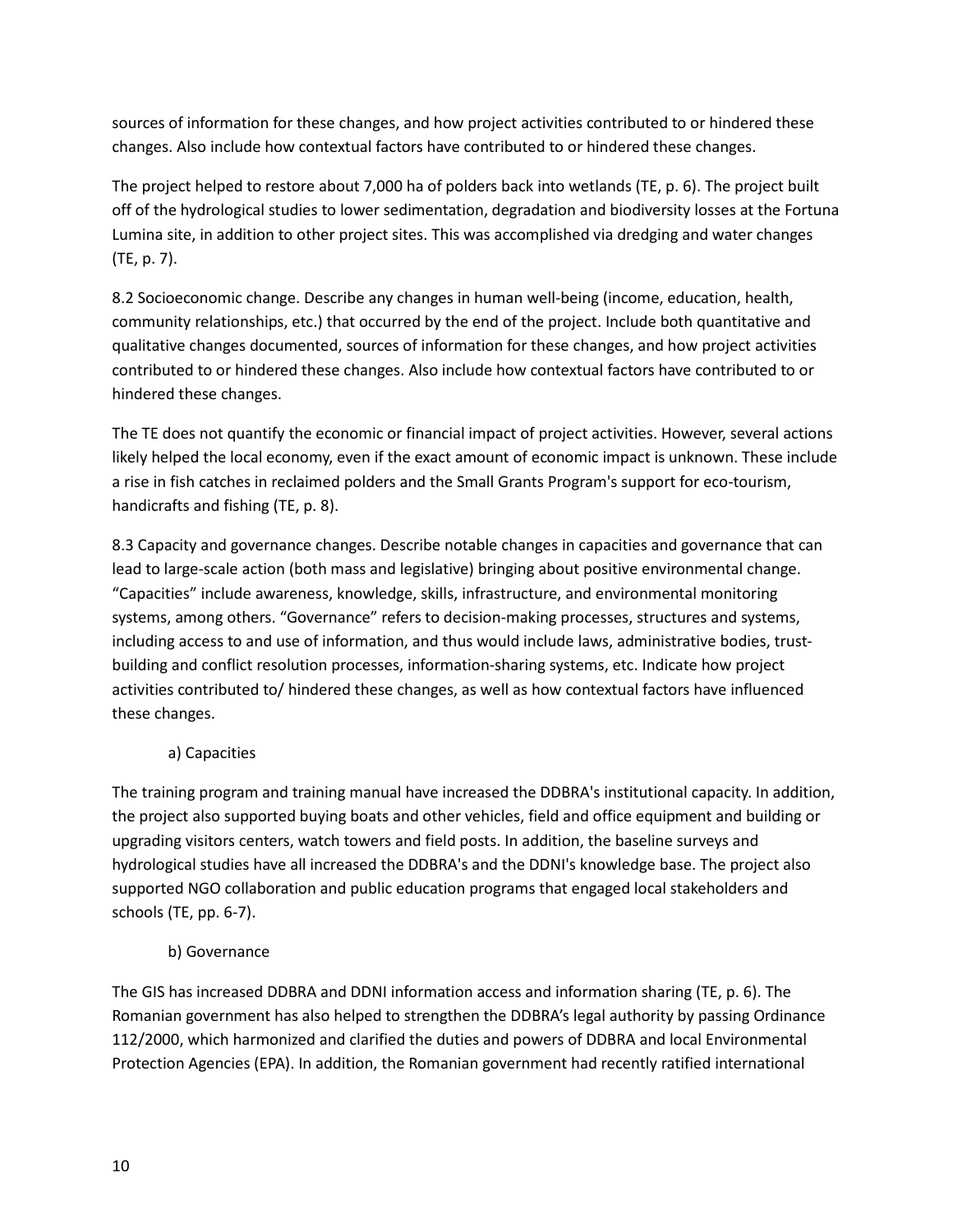sources of information for these changes, and how project activities contributed to or hindered these changes. Also include how contextual factors have contributed to or hindered these changes.

The project helped to restore about 7,000 ha of polders back into wetlands (TE, p. 6). The project built off of the hydrological studies to lower sedimentation, degradation and biodiversity losses at the Fortuna Lumina site, in addition to other project sites. This was accomplished via dredging and water changes (TE, p. 7).

8.2 Socioeconomic change. Describe any changes in human well-being (income, education, health, community relationships, etc.) that occurred by the end of the project. Include both quantitative and qualitative changes documented, sources of information for these changes, and how project activities contributed to or hindered these changes. Also include how contextual factors have contributed to or hindered these changes.

The TE does not quantify the economic or financial impact of project activities. However, several actions likely helped the local economy, even if the exact amount of economic impact is unknown. These include a rise in fish catches in reclaimed polders and the Small Grants Program's support for eco-tourism, handicrafts and fishing (TE, p. 8).

8.3 Capacity and governance changes. Describe notable changes in capacities and governance that can lead to large-scale action (both mass and legislative) bringing about positive environmental change. "Capacities" include awareness, knowledge, skills, infrastructure, and environmental monitoring systems, among others. "Governance" refers to decision-making processes, structures and systems, including access to and use of information, and thus would include laws, administrative bodies, trust-building and conflict resolution processes, information-sharing systems, etc. Indicate how project activities contributed to/ hindered these changes, as well as how contextual factors have influenced these changes.

a) Capacities

The training program and training manual have increased the DDBRA's institutional capacity. In addition, the project also supported buying boats and other vehicles, field and office equipment and building or upgrading visitors centers, watch towers and field posts. In addition, the baseline surveys and hydrological studies have all increased the DDBRA's and the DDNI's knowledge base. The project also supported NGO collaboration and public education programs that engaged local stakeholders and schools (TE, pp. 6-7).

b) Governance

The GIS has increased DDBRA and DDNI information access and information sharing (TE, p. 6). The Romanian government has also helped to strengthen the DDBRA's legal authority by passing Ordinance 112/2000, which harmonized and clarified the duties and powers of DDBRA and local Environmental Protection Agencies (EPA). In addition, the Romanian government had recently ratified international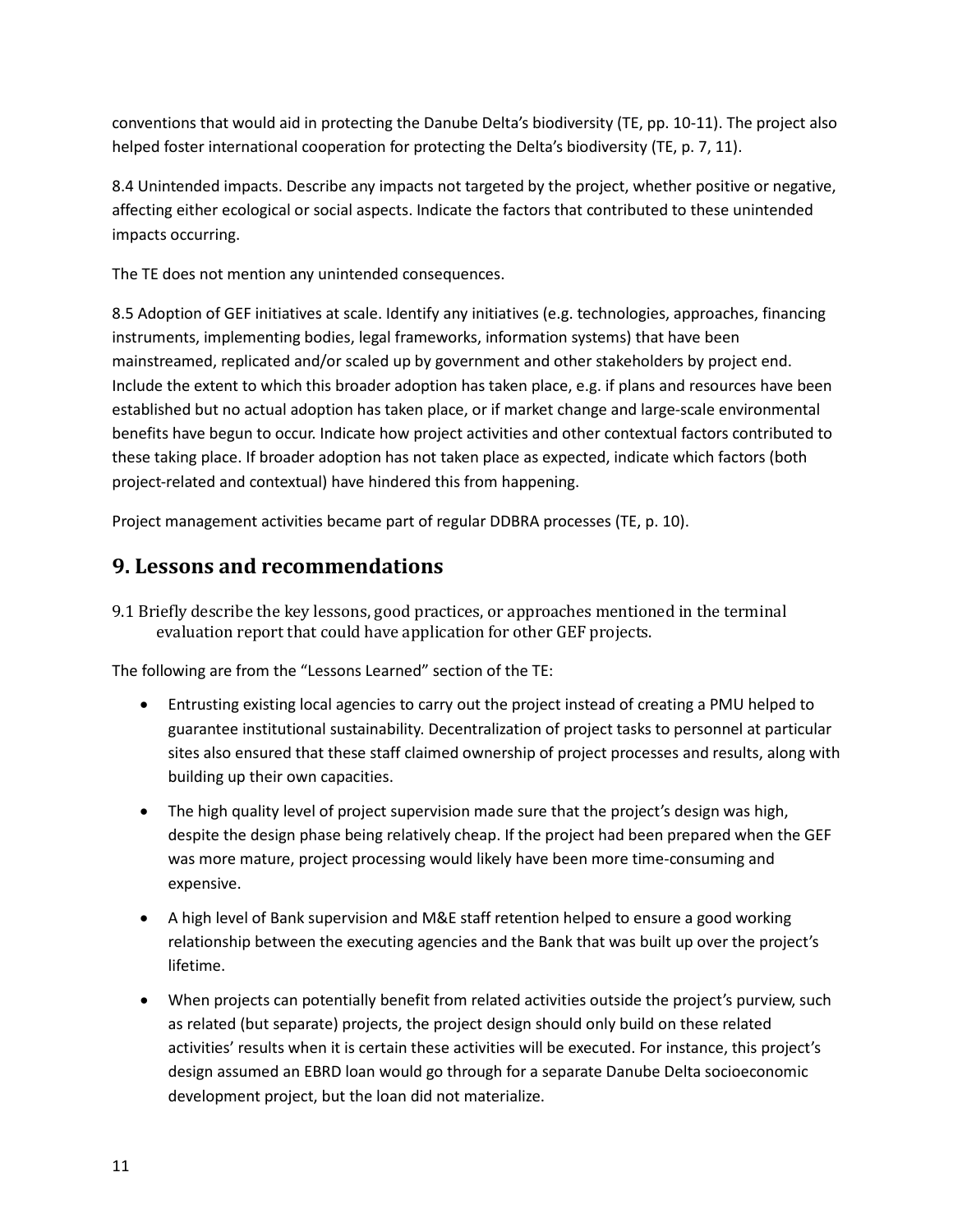conventions that would aid in protecting the Danube Delta's biodiversity (TE, pp. 10-11). The project also helped foster international cooperation for protecting the Delta's biodiversity (TE, p. 7, 11).

8.4 Unintended impacts. Describe any impacts not targeted by the project, whether positive or negative, affecting either ecological or social aspects. Indicate the factors that contributed to these unintended impacts occurring.

The TE does not mention any unintended consequences.

8.5 Adoption of GEF initiatives at scale. Identify any initiatives (e.g. technologies, approaches, financing instruments, implementing bodies, legal frameworks, information systems) that have been mainstreamed, replicated and/or scaled up by government and other stakeholders by project end. Include the extent to which this broader adoption has taken place, e.g. if plans and resources have been established but no actual adoption has taken place, or if market change and large-scale environmental benefits have begun to occur. Indicate how project activities and other contextual factors contributed to these taking place. If broader adoption has not taken place as expected, indicate which factors (both project-related and contextual) have hindered this from happening.

Project management activities became part of regular DDBRA processes (TE, p. 10).

## 9. Lessons and recommendations

9.1 Briefly describe the key lessons, good practices, or approaches mentioned in the terminal evaluation report that could have application for other GEF projects.

The following are from the "Lessons Learned" section of the TE:

- Entrusting existing local agencies to carry out the project instead of creating a PMU helped to guarantee institutional sustainability. Decentralization of project tasks to personnel at particular sites also ensured that these staff claimed ownership of project processes and results, along with building up their own capacities.
- The high quality level of project supervision made sure that the project's design was high, despite the design phase being relatively cheap. If the project had been prepared when the GEF was more mature, project processing would likely have been more time-consuming and expensive.
- A high level of Bank supervision and M&E staff retention helped to ensure a good working relationship between the executing agencies and the Bank that was built up over the project's lifetime.
- When projects can potentially benefit from related activities outside the project's purview, such as related (but separate) projects, the project design should only build on these related activities' results when it is certain these activities will be executed. For instance, this project's design assumed an EBRD loan would go through for a separate Danube Delta socioeconomic development project, but the loan did not materialize.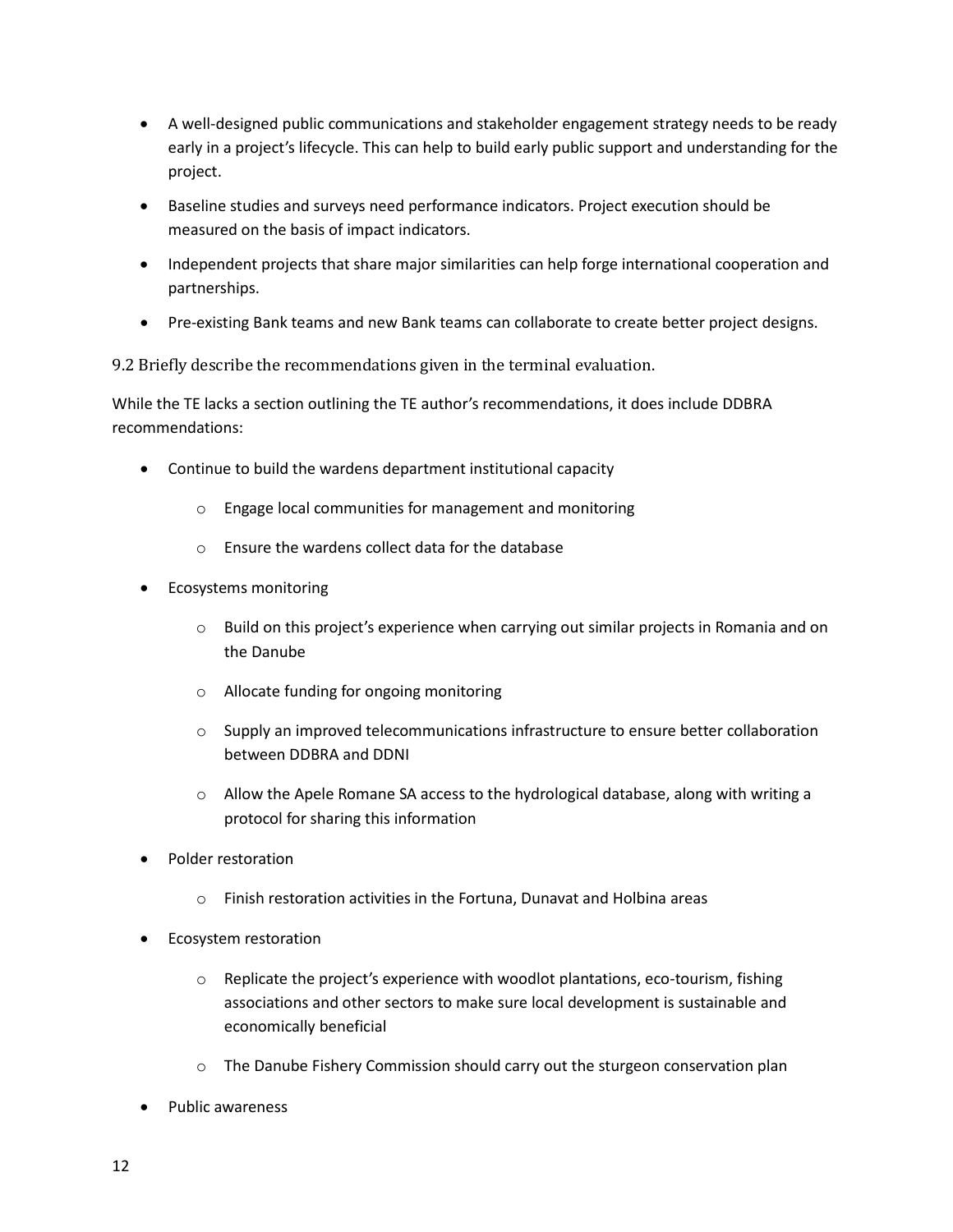- A well-designed public communications and stakeholder engagement strategy needs to be ready early in a project's lifecycle. This can help to build early public support and understanding for the project.
- Baseline studies and surveys need performance indicators. Project execution should be measured on the basis of impact indicators.
- Independent projects that share major similarities can help forge international cooperation and partnerships.
- Pre-existing Bank teams and new Bank teams can collaborate to create better project designs.

9.2 Briefly describe the recommendations given in the terminal evaluation.

While the TE lacks a section outlining the TE author's recommendations, it does include DDBRA recommendations:

- Continue to build the wardens department institutional capacity
    - Engage local communities for management and monitoring
    - Ensure the wardens collect data for the database
- Ecosystems monitoring
    - Build on this project's experience when carrying out similar projects in Romania and on the Danube
    - Allocate funding for ongoing monitoring
    - Supply an improved telecommunications infrastructure to ensure better collaboration between DDBRA and DDNI
    - Allow the Apele Romane SA access to the hydrological database, along with writing a protocol for sharing this information
- Polder restoration
    - Finish restoration activities in the Fortuna, Dunavat and Holbina areas
- Ecosystem restoration
    - Replicate the project's experience with woodlot plantations, eco-tourism, fishing associations and other sectors to make sure local development is sustainable and economically beneficial
    - The Danube Fishery Commission should carry out the sturgeon conservation plan
- Public awareness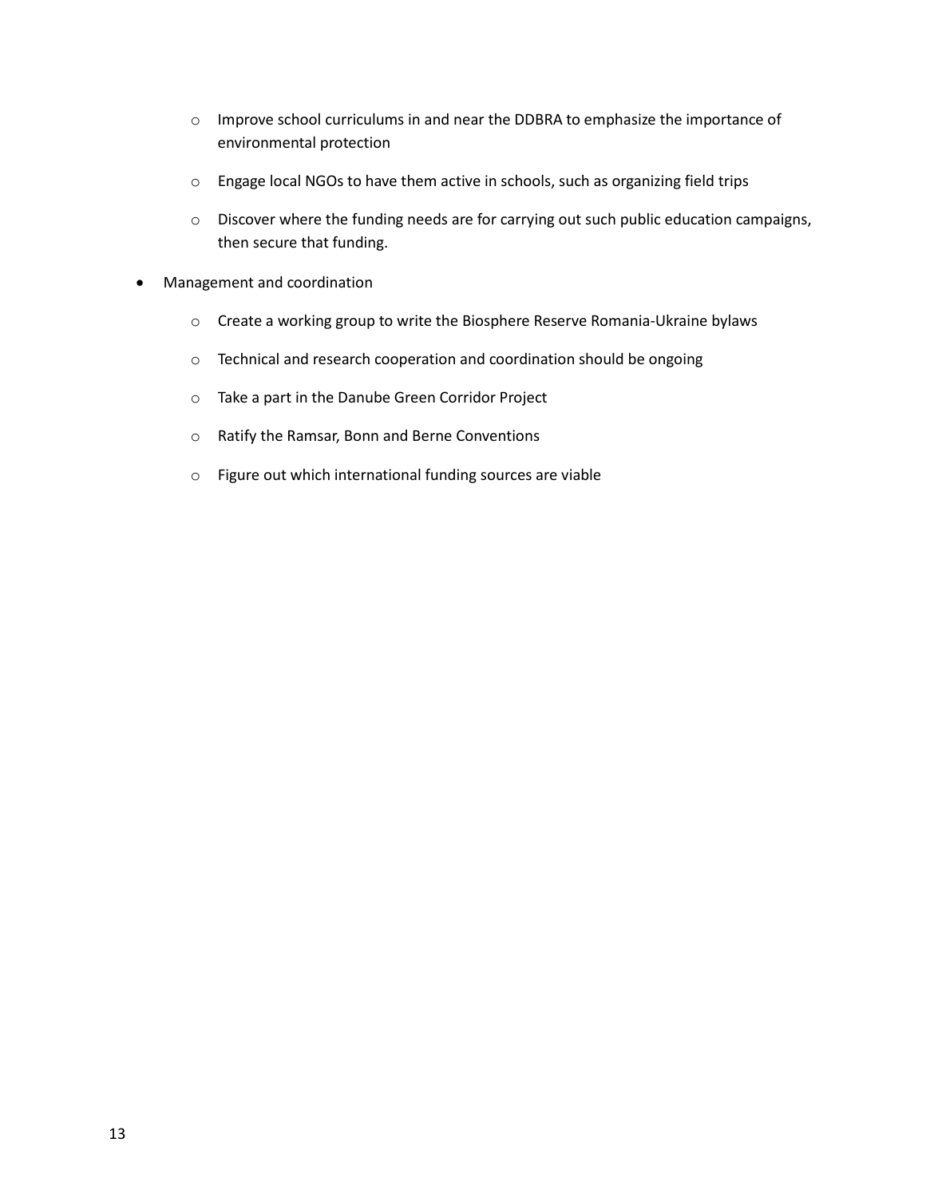- Improve school curriculums in and near the DDBRA to emphasize the importance of environmental protection
    - Engage local NGOs to have them active in schools, such as organizing field trips
    - Discover where the funding needs are for carrying out such public education campaigns, then secure that funding.
- Management and coordination
    - Create a working group to write the Biosphere Reserve Romania-Ukraine bylaws
    - Technical and research cooperation and coordination should be ongoing
    - Take a part in the Danube Green Corridor Project
    - Ratify the Ramsar, Bonn and Berne Conventions
    - Figure out which international funding sources are viable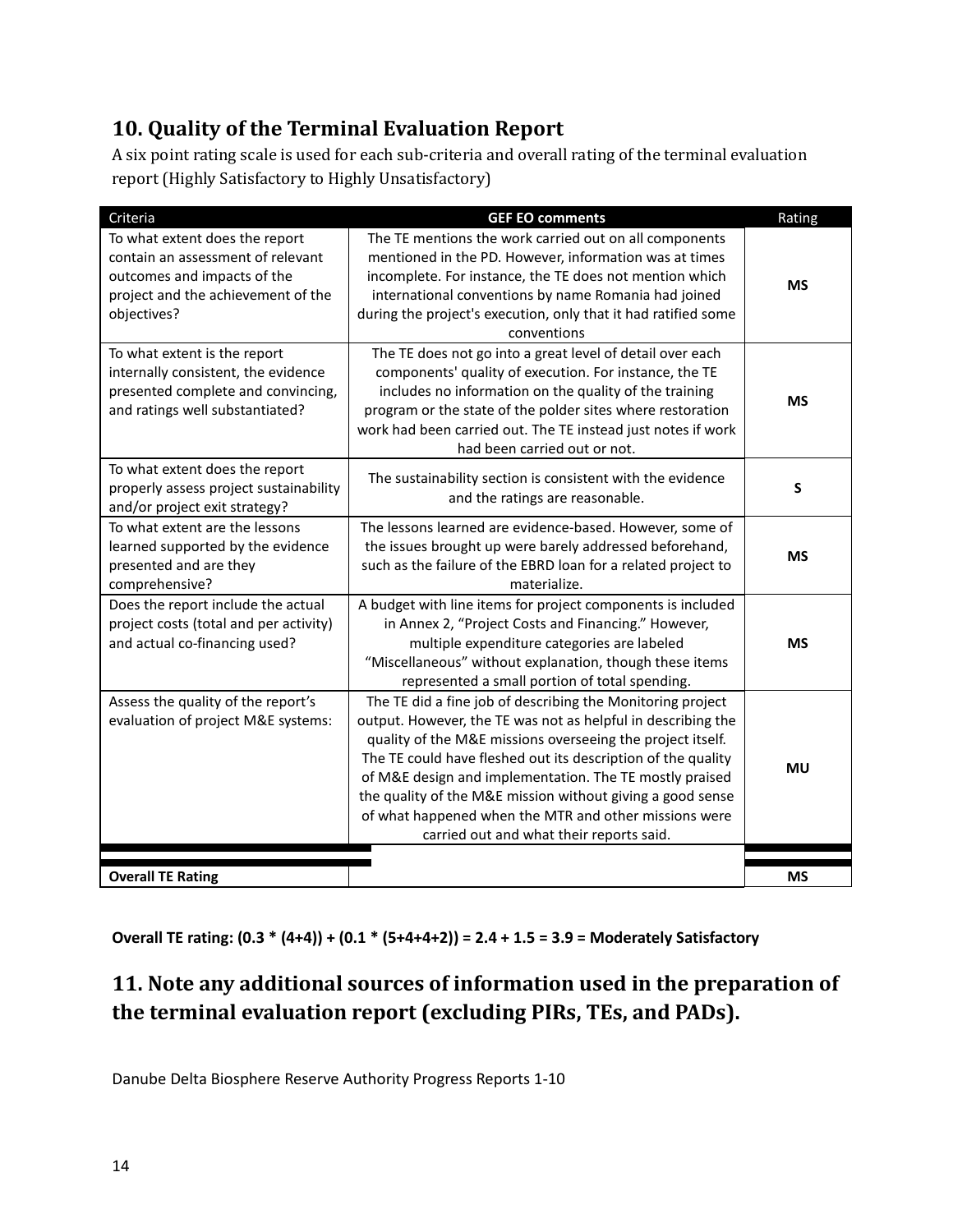## 10. Quality of the Terminal Evaluation Report

A six point rating scale is used for each sub-criteria and overall rating of the terminal evaluation report (Highly Satisfactory to Highly Unsatisfactory)

| Criteria | GEF EO comments | Rating |
|---|---|---|
| To what extent does the report contain an assessment of relevant outcomes and impacts of the project and the achievement of the objectives? | The TE mentions the work carried out on all components mentioned in the PD. However, information was at times incomplete. For instance, the TE does not mention which international conventions by name Romania had joined during the project's execution, only that it had ratified some conventions | **MS** |
| To what extent is the report internally consistent, the evidence presented complete and convincing, and ratings well substantiated? | The TE does not go into a great level of detail over each components' quality of execution. For instance, the TE includes no information on the quality of the training program or the state of the polder sites where restoration work had been carried out. The TE instead just notes if work had been carried out or not. | **MS** |
| To what extent does the report properly assess project sustainability and/or project exit strategy? | The sustainability section is consistent with the evidence and the ratings are reasonable. | **S** |
| To what extent are the lessons learned supported by the evidence presented and are they comprehensive? | The lessons learned are evidence-based. However, some of the issues brought up were barely addressed beforehand, such as the failure of the EBRD loan for a related project to materialize. | **MS** |
| Does the report include the actual project costs (total and per activity) and actual co-financing used? | A budget with line items for project components is included in Annex 2, "Project Costs and Financing." However, multiple expenditure categories are labeled "Miscellaneous" without explanation, though these items represented a small portion of total spending. | **MS** |
| Assess the quality of the report's evaluation of project M&E systems: | The TE did a fine job of describing the Monitoring project output. However, the TE was not as helpful in describing the quality of the M&E missions overseeing the project itself. The TE could have fleshed out its description of the quality of M&E design and implementation. The TE mostly praised the quality of the M&E mission without giving a good sense of what happened when the MTR and other missions were carried out and what their reports said. | **MU** |
| **Overall TE Rating** | | **MS** |

**Overall TE rating: (0.3 * (4+4)) + (0.1 * (5+4+4+2)) = 2.4 + 1.5 = 3.9 = Moderately Satisfactory**

## 11. Note any additional sources of information used in the preparation of the terminal evaluation report (excluding PIRs, TEs, and PADs).

Danube Delta Biosphere Reserve Authority Progress Reports 1-10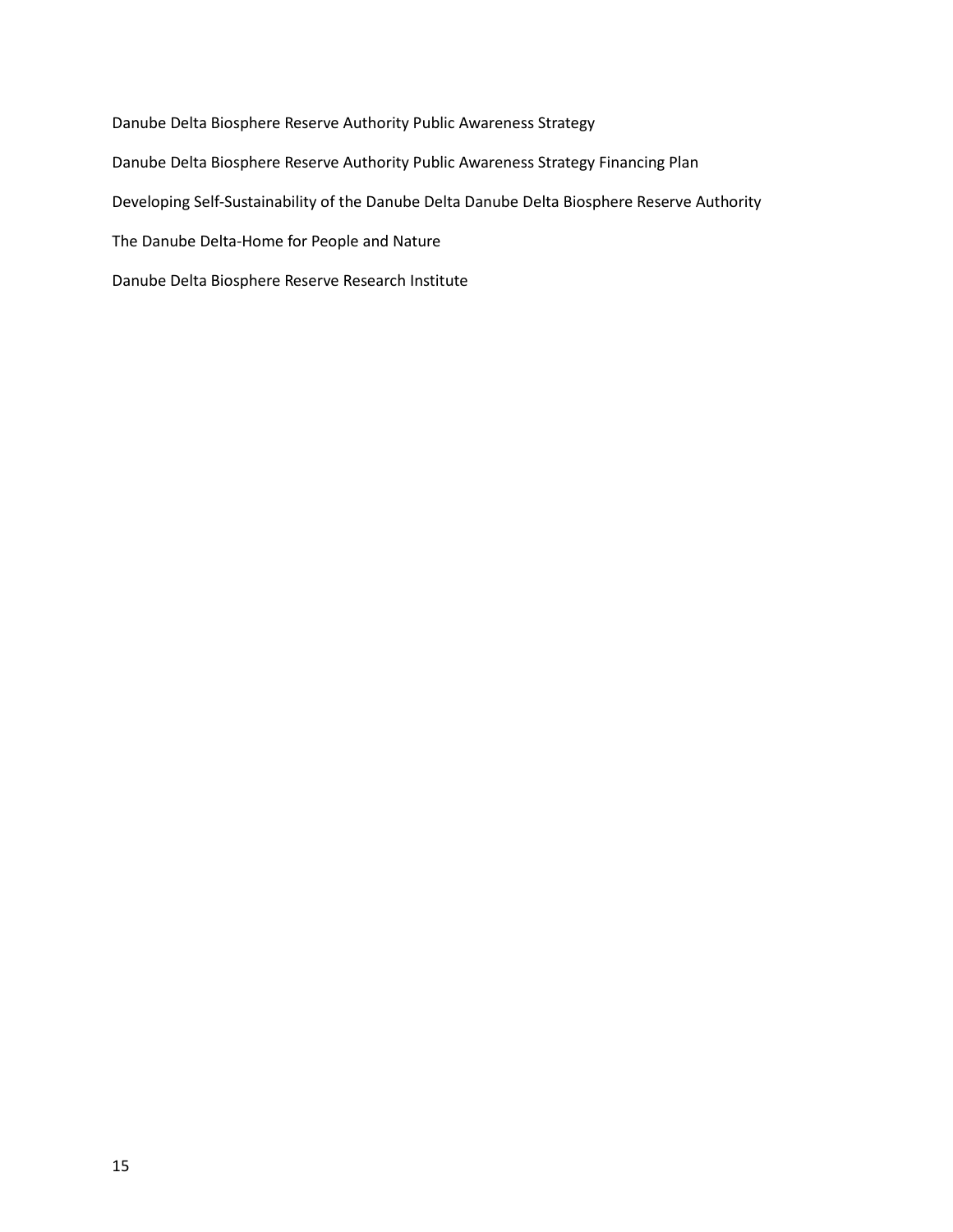Danube Delta Biosphere Reserve Authority Public Awareness Strategy

Danube Delta Biosphere Reserve Authority Public Awareness Strategy Financing Plan

Developing Self-Sustainability of the Danube Delta Danube Delta Biosphere Reserve Authority

The Danube Delta-Home for People and Nature

Danube Delta Biosphere Reserve Research Institute